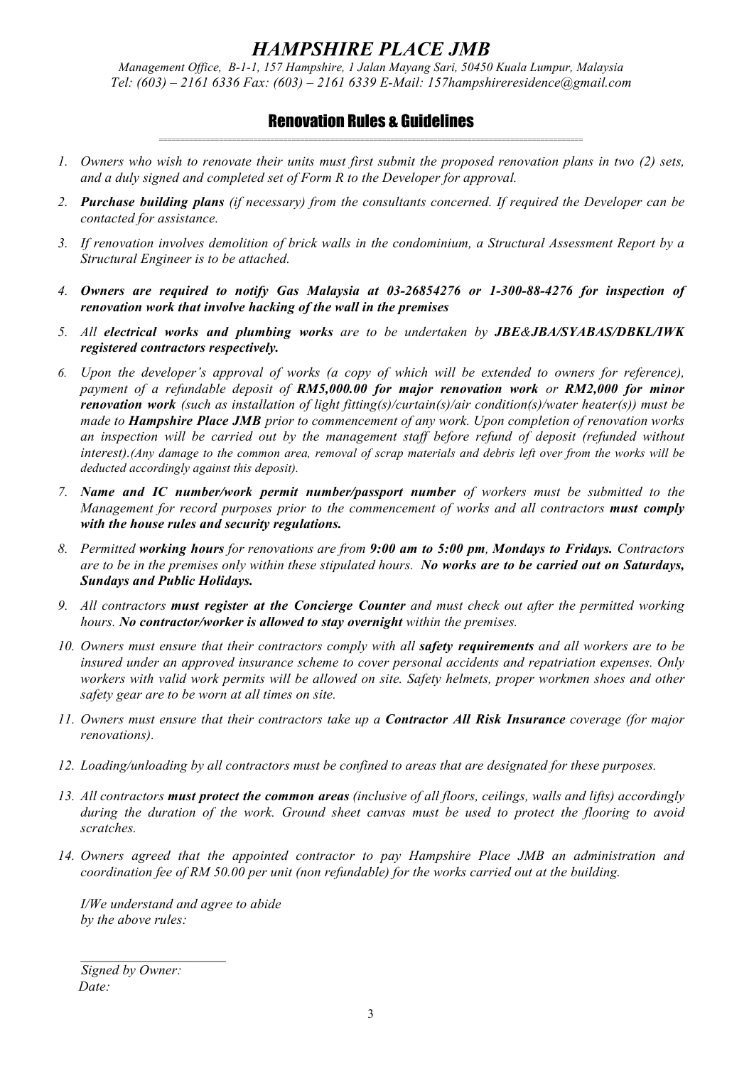# *HAMPSHIRE PLACE JMB*

*Management Office, B-1-1, 157 Hampshire, 1 Jalan Mayang Sari, 50450 Kuala Lumpur, Malaysia*
*Tel: (603) – 2161 6336 Fax: (603) – 2161 6339 E-Mail: 157hampshireresidence@gmail.com*

## Renovation Rules & Guidelines

1. *Owners who wish to renovate their units must first submit the proposed renovation plans in two (2) sets, and a duly signed and completed set of Form R to the Developer for approval.*

2. ***Purchase building plans** (if necessary) from the consultants concerned. If required the Developer can be contacted for assistance.*

3. *If renovation involves demolition of brick walls in the condominium, a Structural Assessment Report by a Structural Engineer is to be attached.*

4. ***Owners are required to notify Gas Malaysia at 03-26854276 or 1-300-88-4276 for inspection of renovation work that involve hacking of the wall in the premises***

5. *All **electrical works and plumbing works** are to be undertaken by **JBE&JBA/SYABAS/DBKL/IWK registered contractors respectively.***

6. *Upon the developer's approval of works (a copy of which will be extended to owners for reference), payment of a refundable deposit of **RM5,000.00 for major renovation work** or **RM2,000 for minor renovation work** (such as installation of light fitting(s)/curtain(s)/air condition(s)/water heater(s)) must be made to **Hampshire Place JMB** prior to commencement of any work. Upon completion of renovation works an inspection will be carried out by the management staff before refund of deposit (refunded without interest).(Any damage to the common area, removal of scrap materials and debris left over from the works will be deducted accordingly against this deposit).*

7. ***Name and IC number/work permit number/passport number** of workers must be submitted to the Management for record purposes prior to the commencement of works and all contractors **must comply with the house rules and security regulations.***

8. *Permitted **working hours** for renovations are from **9:00 am to 5:00 pm**, **Mondays to Fridays.** Contractors are to be in the premises only within these stipulated hours. **No works are to be carried out on Saturdays, Sundays and Public Holidays.***

9. *All contractors **must register at the Concierge Counter** and must check out after the permitted working hours. **No contractor/worker is allowed to stay overnight** within the premises.*

10. *Owners must ensure that their contractors comply with all **safety requirements** and all workers are to be insured under an approved insurance scheme to cover personal accidents and repatriation expenses. Only workers with valid work permits will be allowed on site. Safety helmets, proper workmen shoes and other safety gear are to be worn at all times on site.*

11. *Owners must ensure that their contractors take up a **Contractor All Risk Insurance** coverage (for major renovations).*

12. *Loading/unloading by all contractors must be confined to areas that are designated for these purposes.*

13. *All contractors **must protect the common areas** (inclusive of all floors, ceilings, walls and lifts) accordingly during the duration of the work. Ground sheet canvas must be used to protect the flooring to avoid scratches.*

14. *Owners agreed that the appointed contractor to pay Hampshire Place JMB an administration and coordination fee of RM 50.00 per unit (non refundable) for the works carried out at the building.*

*I/We understand and agree to abide by the above rules:*

\_\_\_\_\_\_\_\_\_\_\_\_\_\_\_\_\_\_\_\_\_\_\_

*Signed by Owner:*
*Date:*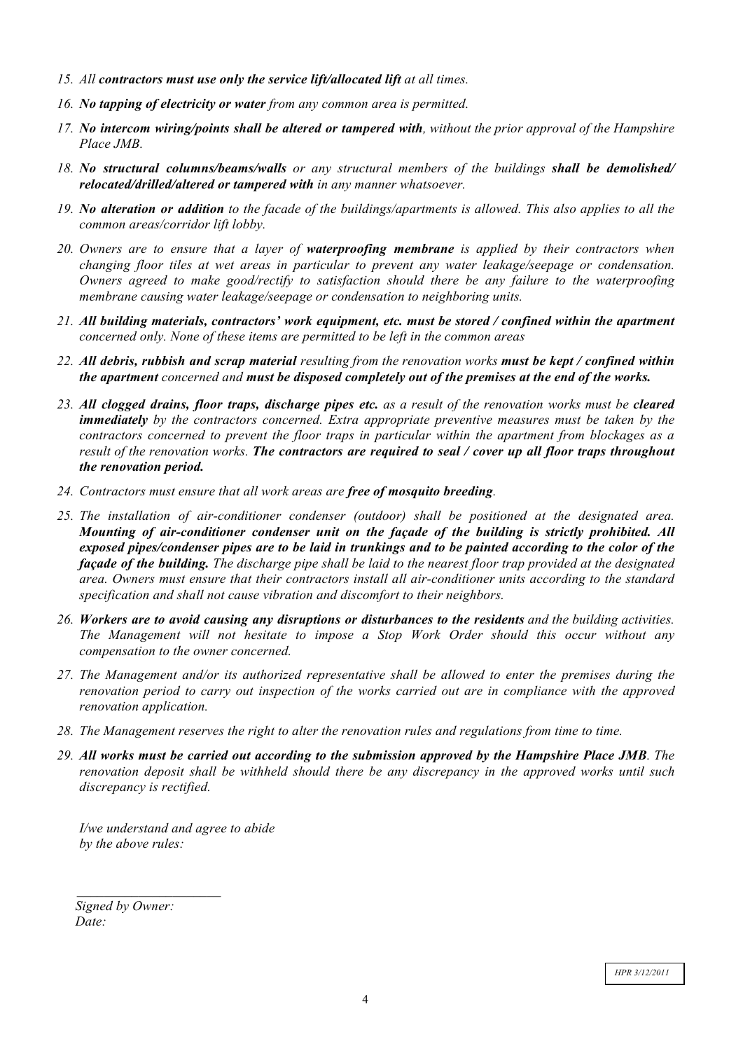15. *All **contractors must use only the service lift/allocated lift** at all times.*

16. ***No tapping of electricity or water** from any common area is permitted.*

17. ***No intercom wiring/points shall be altered or tampered with**, without the prior approval of the Hampshire Place JMB.*

18. ***No structural columns/beams/walls** or any structural members of the buildings **shall be demolished/ relocated/drilled/altered or tampered with** in any manner whatsoever.*

19. ***No alteration or addition** to the facade of the buildings/apartments is allowed. This also applies to all the common areas/corridor lift lobby.*

20. *Owners are to ensure that a layer of **waterproofing membrane** is applied by their contractors when changing floor tiles at wet areas in particular to prevent any water leakage/seepage or condensation. Owners agreed to make good/rectify to satisfaction should there be any failure to the waterproofing membrane causing water leakage/seepage or condensation to neighboring units.*

21. ***All building materials, contractors' work equipment, etc. must be stored / confined within the apartment** concerned only. None of these items are permitted to be left in the common areas*

22. ***All debris, rubbish and scrap material** resulting from the renovation works **must be kept / confined within the apartment** concerned and **must be disposed completely out of the premises at the end of the works.***

23. ***All clogged drains, floor traps, discharge pipes etc.** as a result of the renovation works must be **cleared immediately** by the contractors concerned. Extra appropriate preventive measures must be taken by the contractors concerned to prevent the floor traps in particular within the apartment from blockages as a result of the renovation works. **The contractors are required to seal / cover up all floor traps throughout the renovation period.***

24. *Contractors must ensure that all work areas are **free of mosquito breeding**.*

25. *The installation of air-conditioner condenser (outdoor) shall be positioned at the designated area. **Mounting of air-conditioner condenser unit on the façade of the building is strictly prohibited. All exposed pipes/condenser pipes are to be laid in trunkings and to be painted according to the color of the façade of the building.** The discharge pipe shall be laid to the nearest floor trap provided at the designated area. Owners must ensure that their contractors install all air-conditioner units according to the standard specification and shall not cause vibration and discomfort to their neighbors.*

26. ***Workers are to avoid causing any disruptions or disturbances to the residents** and the building activities. The Management will not hesitate to impose a Stop Work Order should this occur without any compensation to the owner concerned.*

27. *The Management and/or its authorized representative shall be allowed to enter the premises during the renovation period to carry out inspection of the works carried out are in compliance with the approved renovation application.*

28. *The Management reserves the right to alter the renovation rules and regulations from time to time.*

29. ***All works must be carried out according to the submission approved by the Hampshire Place JMB**. The renovation deposit shall be withheld should there be any discrepancy in the approved works until such discrepancy is rectified.*

*I/we understand and agree to abide by the above rules:*

\_\_\_\_\_\_\_\_\_\_\_\_\_\_\_\_\_\_\_\_\_\_

*Signed by Owner:*
*Date:*

*HPR 3/12/2011*